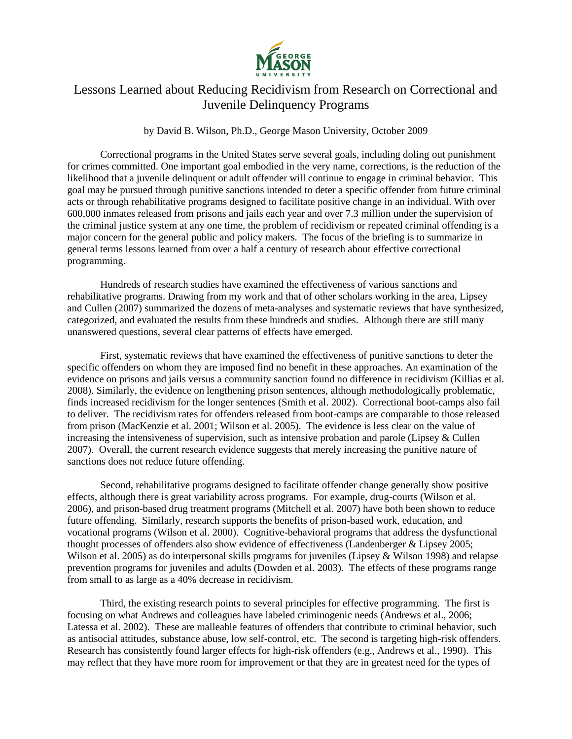GEORGE MASON UNIVERSITY

# Lessons Learned about Reducing Recidivism from Research on Correctional and Juvenile Delinquency Programs

by David B. Wilson, Ph.D., George Mason University, October 2009

Correctional programs in the United States serve several goals, including doling out punishment for crimes committed. One important goal embodied in the very name, corrections, is the reduction of the likelihood that a juvenile delinquent or adult offender will continue to engage in criminal behavior. This goal may be pursued through punitive sanctions intended to deter a specific offender from future criminal acts or through rehabilitative programs designed to facilitate positive change in an individual. With over 600,000 inmates released from prisons and jails each year and over 7.3 million under the supervision of the criminal justice system at any one time, the problem of recidivism or repeated criminal offending is a major concern for the general public and policy makers. The focus of the briefing is to summarize in general terms lessons learned from over a half a century of research about effective correctional programming.

Hundreds of research studies have examined the effectiveness of various sanctions and rehabilitative programs. Drawing from my work and that of other scholars working in the area, Lipsey and Cullen (2007) summarized the dozens of meta-analyses and systematic reviews that have synthesized, categorized, and evaluated the results from these hundreds and studies. Although there are still many unanswered questions, several clear patterns of effects have emerged.

First, systematic reviews that have examined the effectiveness of punitive sanctions to deter the specific offenders on whom they are imposed find no benefit in these approaches. An examination of the evidence on prisons and jails versus a community sanction found no difference in recidivism (Killias et al. 2008). Similarly, the evidence on lengthening prison sentences, although methodologically problematic, finds increased recidivism for the longer sentences (Smith et al. 2002). Correctional boot-camps also fail to deliver. The recidivism rates for offenders released from boot-camps are comparable to those released from prison (MacKenzie et al. 2001; Wilson et al. 2005). The evidence is less clear on the value of increasing the intensiveness of supervision, such as intensive probation and parole (Lipsey & Cullen 2007). Overall, the current research evidence suggests that merely increasing the punitive nature of sanctions does not reduce future offending.

Second, rehabilitative programs designed to facilitate offender change generally show positive effects, although there is great variability across programs. For example, drug-courts (Wilson et al. 2006), and prison-based drug treatment programs (Mitchell et al. 2007) have both been shown to reduce future offending. Similarly, research supports the benefits of prison-based work, education, and vocational programs (Wilson et al. 2000). Cognitive-behavioral programs that address the dysfunctional thought processes of offenders also show evidence of effectiveness (Landenberger & Lipsey 2005; Wilson et al. 2005) as do interpersonal skills programs for juveniles (Lipsey & Wilson 1998) and relapse prevention programs for juveniles and adults (Dowden et al. 2003). The effects of these programs range from small to as large as a 40% decrease in recidivism.

Third, the existing research points to several principles for effective programming. The first is focusing on what Andrews and colleagues have labeled criminogenic needs (Andrews et al., 2006; Latessa et al. 2002). These are malleable features of offenders that contribute to criminal behavior, such as antisocial attitudes, substance abuse, low self-control, etc. The second is targeting high-risk offenders. Research has consistently found larger effects for high-risk offenders (e.g., Andrews et al., 1990). This may reflect that they have more room for improvement or that they are in greatest need for the types of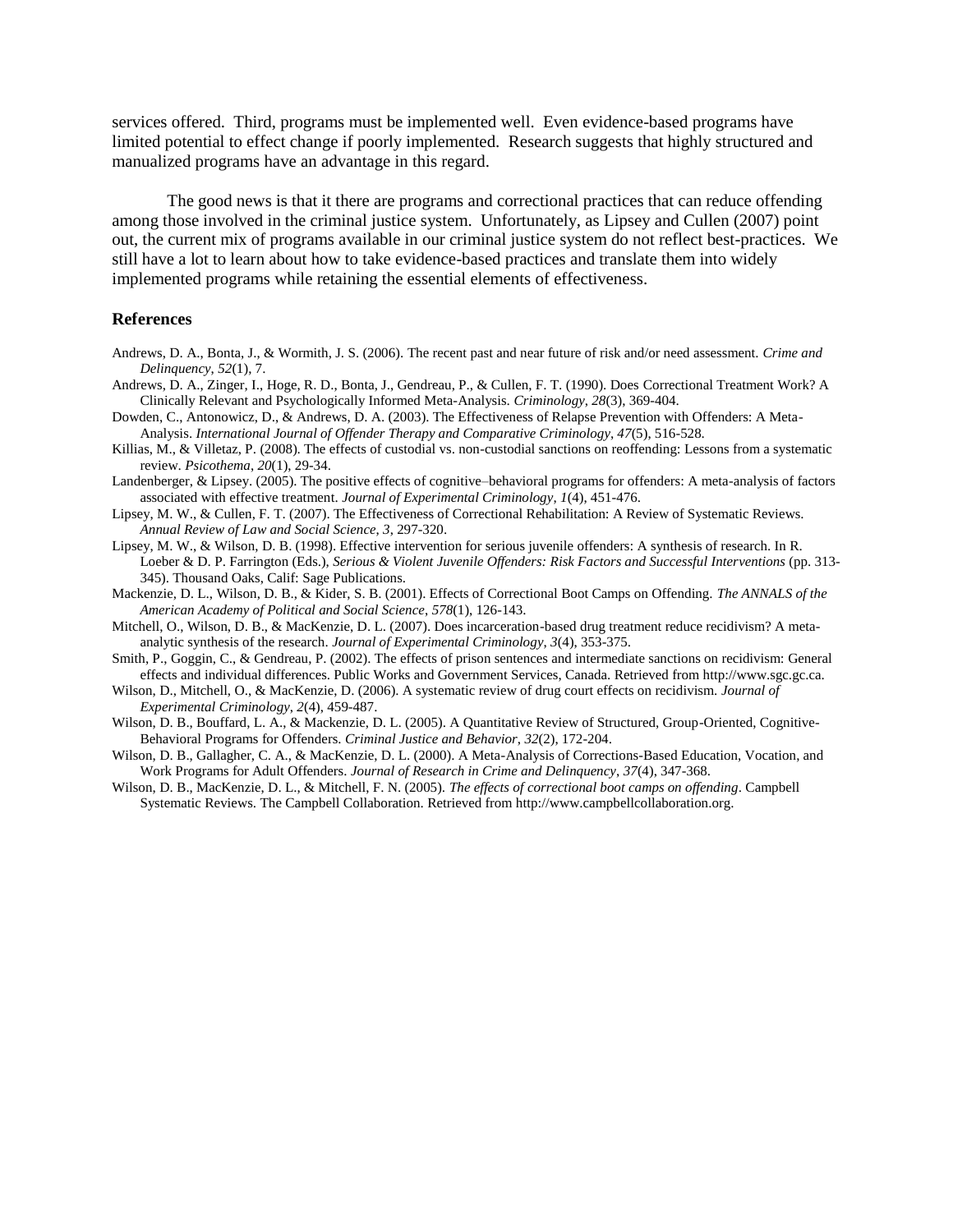services offered. Third, programs must be implemented well. Even evidence-based programs have limited potential to effect change if poorly implemented. Research suggests that highly structured and manualized programs have an advantage in this regard.

The good news is that it there are programs and correctional practices that can reduce offending among those involved in the criminal justice system. Unfortunately, as Lipsey and Cullen (2007) point out, the current mix of programs available in our criminal justice system do not reflect best-practices. We still have a lot to learn about how to take evidence-based practices and translate them into widely implemented programs while retaining the essential elements of effectiveness.

## References

Andrews, D. A., Bonta, J., & Wormith, J. S. (2006). The recent past and near future of risk and/or need assessment. *Crime and Delinquency*, *52*(1), 7.

Andrews, D. A., Zinger, I., Hoge, R. D., Bonta, J., Gendreau, P., & Cullen, F. T. (1990). Does Correctional Treatment Work? A Clinically Relevant and Psychologically Informed Meta-Analysis. *Criminology*, *28*(3), 369-404.

Dowden, C., Antonowicz, D., & Andrews, D. A. (2003). The Effectiveness of Relapse Prevention with Offenders: A Meta-Analysis. *International Journal of Offender Therapy and Comparative Criminology*, *47*(5), 516-528.

Killias, M., & Villetaz, P. (2008). The effects of custodial vs. non-custodial sanctions on reoffending: Lessons from a systematic review. *Psicothema*, *20*(1), 29-34.

Landenberger, & Lipsey. (2005). The positive effects of cognitive–behavioral programs for offenders: A meta-analysis of factors associated with effective treatment. *Journal of Experimental Criminology*, *1*(4), 451-476.

Lipsey, M. W., & Cullen, F. T. (2007). The Effectiveness of Correctional Rehabilitation: A Review of Systematic Reviews. *Annual Review of Law and Social Science*, *3*, 297-320.

Lipsey, M. W., & Wilson, D. B. (1998). Effective intervention for serious juvenile offenders: A synthesis of research. In R. Loeber & D. P. Farrington (Eds.), *Serious & Violent Juvenile Offenders: Risk Factors and Successful Interventions* (pp. 313-345). Thousand Oaks, Calif: Sage Publications.

Mackenzie, D. L., Wilson, D. B., & Kider, S. B. (2001). Effects of Correctional Boot Camps on Offending. *The ANNALS of the American Academy of Political and Social Science*, *578*(1), 126-143.

Mitchell, O., Wilson, D. B., & MacKenzie, D. L. (2007). Does incarceration-based drug treatment reduce recidivism? A meta-analytic synthesis of the research. *Journal of Experimental Criminology*, *3*(4), 353-375.

Smith, P., Goggin, C., & Gendreau, P. (2002). The effects of prison sentences and intermediate sanctions on recidivism: General effects and individual differences. Public Works and Government Services, Canada. Retrieved from http://www.sgc.gc.ca.

Wilson, D., Mitchell, O., & MacKenzie, D. (2006). A systematic review of drug court effects on recidivism. *Journal of Experimental Criminology*, *2*(4), 459-487.

Wilson, D. B., Bouffard, L. A., & Mackenzie, D. L. (2005). A Quantitative Review of Structured, Group-Oriented, Cognitive-Behavioral Programs for Offenders. *Criminal Justice and Behavior*, *32*(2), 172-204.

Wilson, D. B., Gallagher, C. A., & MacKenzie, D. L. (2000). A Meta-Analysis of Corrections-Based Education, Vocation, and Work Programs for Adult Offenders. *Journal of Research in Crime and Delinquency*, *37*(4), 347-368.

Wilson, D. B., MacKenzie, D. L., & Mitchell, F. N. (2005). *The effects of correctional boot camps on offending*. Campbell Systematic Reviews. The Campbell Collaboration. Retrieved from http://www.campbellcollaboration.org.